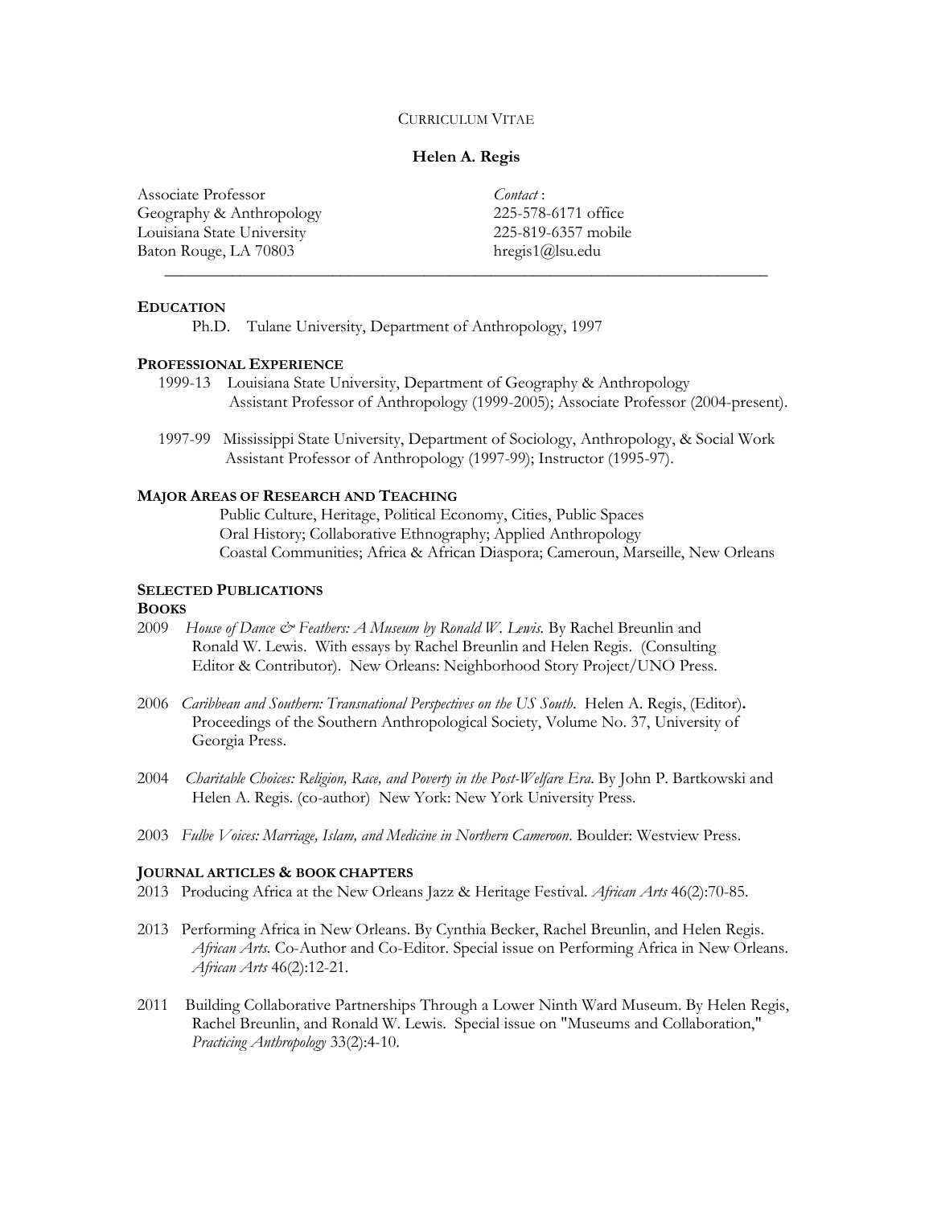CURRICULUM VITAE

# Helen A. Regis

Associate Professor
Geography & Anthropology
Louisiana State University
Baton Rouge, LA 70803

*Contact* :
225-578-6171 office
225-819-6357 mobile
hregis1@lsu.edu

---

## EDUCATION

Ph.D. Tulane University, Department of Anthropology, 1997

## PROFESSIONAL EXPERIENCE

1999-13 Louisiana State University, Department of Geography & Anthropology
Assistant Professor of Anthropology (1999-2005); Associate Professor (2004-present).

1997-99 Mississippi State University, Department of Sociology, Anthropology, & Social Work
Assistant Professor of Anthropology (1997-99); Instructor (1995-97).

## MAJOR AREAS OF RESEARCH AND TEACHING

Public Culture, Heritage, Political Economy, Cities, Public Spaces
Oral History; Collaborative Ethnography; Applied Anthropology
Coastal Communities; Africa & African Diaspora; Cameroun, Marseille, New Orleans

## SELECTED PUBLICATIONS

### BOOKS

2009 *House of Dance & Feathers: A Museum by Ronald W. Lewis.* By Rachel Breunlin and Ronald W. Lewis. With essays by Rachel Breunlin and Helen Regis. (Consulting Editor & Contributor). New Orleans: Neighborhood Story Project/UNO Press.

2006 *Caribbean and Southern: Transnational Perspectives on the US South.* Helen A. Regis, (Editor)**.** Proceedings of the Southern Anthropological Society, Volume No. 37, University of Georgia Press.

2004 *Charitable Choices: Religion, Race, and Poverty in the Post-Welfare Era*. By John P. Bartkowski and Helen A. Regis. (co-author) New York: New York University Press.

2003 *Fulbe Voices: Marriage, Islam, and Medicine in Northern Cameroon*. Boulder: Westview Press.

### JOURNAL ARTICLES & BOOK CHAPTERS

2013 Producing Africa at the New Orleans Jazz & Heritage Festival. *African Arts* 46(2):70-85.

2013 Performing Africa in New Orleans. By Cynthia Becker, Rachel Breunlin, and Helen Regis. *African Arts.* Co-Author and Co-Editor. Special issue on Performing Africa in New Orleans. *African Arts* 46(2):12-21.

2011 Building Collaborative Partnerships Through a Lower Ninth Ward Museum. By Helen Regis, Rachel Breunlin, and Ronald W. Lewis. Special issue on "Museums and Collaboration," *Practicing Anthropology* 33(2):4-10.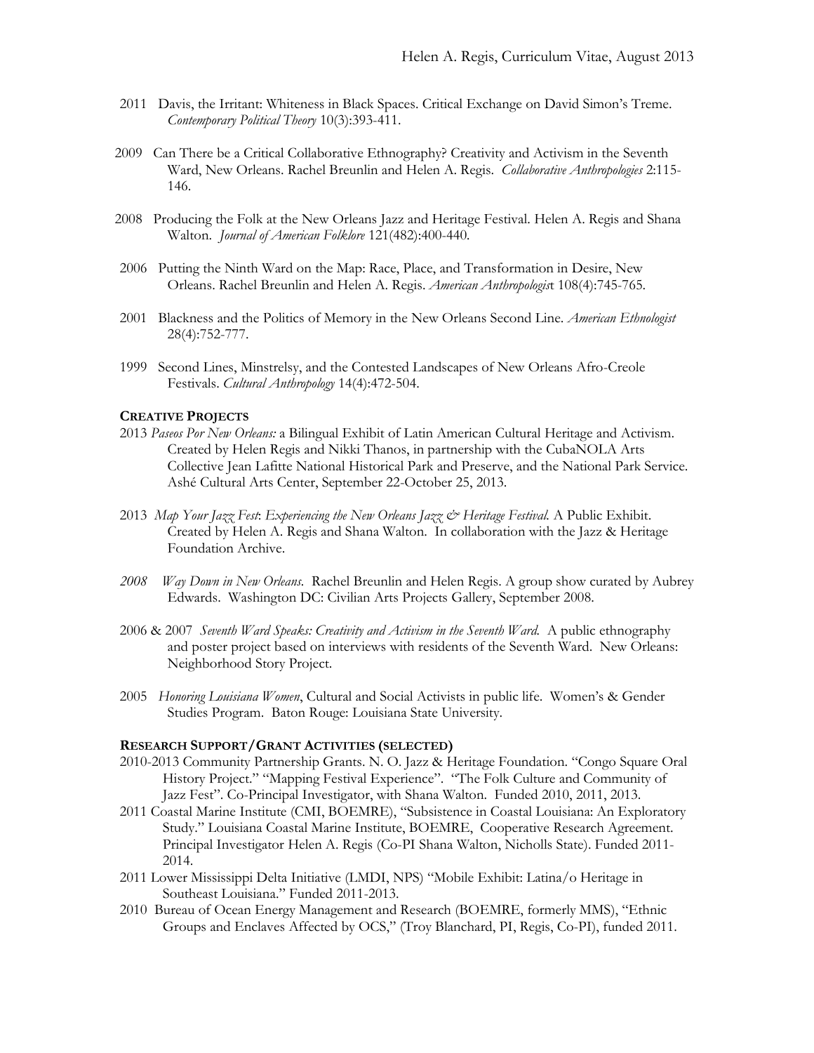2011 Davis, the Irritant: Whiteness in Black Spaces. Critical Exchange on David Simon's Treme. *Contemporary Political Theory* 10(3):393-411.

2009 Can There be a Critical Collaborative Ethnography? Creativity and Activism in the Seventh Ward, New Orleans. Rachel Breunlin and Helen A. Regis. *Collaborative Anthropologies* 2:115-146.

2008 Producing the Folk at the New Orleans Jazz and Heritage Festival. Helen A. Regis and Shana Walton. *Journal of American Folklore* 121(482):400-440.

2006 Putting the Ninth Ward on the Map: Race, Place, and Transformation in Desire, New Orleans. Rachel Breunlin and Helen A. Regis. *American Anthropologist* 108(4):745-765.

2001 Blackness and the Politics of Memory in the New Orleans Second Line. *American Ethnologist* 28(4):752-777.

1999 Second Lines, Minstrelsy, and the Contested Landscapes of New Orleans Afro-Creole Festivals. *Cultural Anthropology* 14(4):472-504.

### CREATIVE PROJECTS

2013 *Paseos Por New Orleans:* a Bilingual Exhibit of Latin American Cultural Heritage and Activism. Created by Helen Regis and Nikki Thanos, in partnership with the CubaNOLA Arts Collective Jean Lafitte National Historical Park and Preserve, and the National Park Service. Ashé Cultural Arts Center, September 22-October 25, 2013.

2013 *Map Your Jazz Fest: Experiencing the New Orleans Jazz & Heritage Festival.* A Public Exhibit. Created by Helen A. Regis and Shana Walton. In collaboration with the Jazz & Heritage Foundation Archive.

*2008* *Way Down in New Orleans.* Rachel Breunlin and Helen Regis. A group show curated by Aubrey Edwards. Washington DC: Civilian Arts Projects Gallery, September 2008.

2006 & 2007 *Seventh Ward Speaks: Creativity and Activism in the Seventh Ward.* A public ethnography and poster project based on interviews with residents of the Seventh Ward. New Orleans: Neighborhood Story Project.

2005 *Honoring Louisiana Women*, Cultural and Social Activists in public life. Women's & Gender Studies Program. Baton Rouge: Louisiana State University.

### RESEARCH SUPPORT/GRANT ACTIVITIES (SELECTED)

2010-2013 Community Partnership Grants. N. O. Jazz & Heritage Foundation. "Congo Square Oral History Project." "Mapping Festival Experience". "The Folk Culture and Community of Jazz Fest". Co-Principal Investigator, with Shana Walton. Funded 2010, 2011, 2013.

2011 Coastal Marine Institute (CMI, BOEMRE), "Subsistence in Coastal Louisiana: An Exploratory Study." Louisiana Coastal Marine Institute, BOEMRE, Cooperative Research Agreement. Principal Investigator Helen A. Regis (Co-PI Shana Walton, Nicholls State). Funded 2011-2014.

2011 Lower Mississippi Delta Initiative (LMDI, NPS) "Mobile Exhibit: Latina/o Heritage in Southeast Louisiana." Funded 2011-2013.

2010 Bureau of Ocean Energy Management and Research (BOEMRE, formerly MMS), "Ethnic Groups and Enclaves Affected by OCS," (Troy Blanchard, PI, Regis, Co-PI), funded 2011.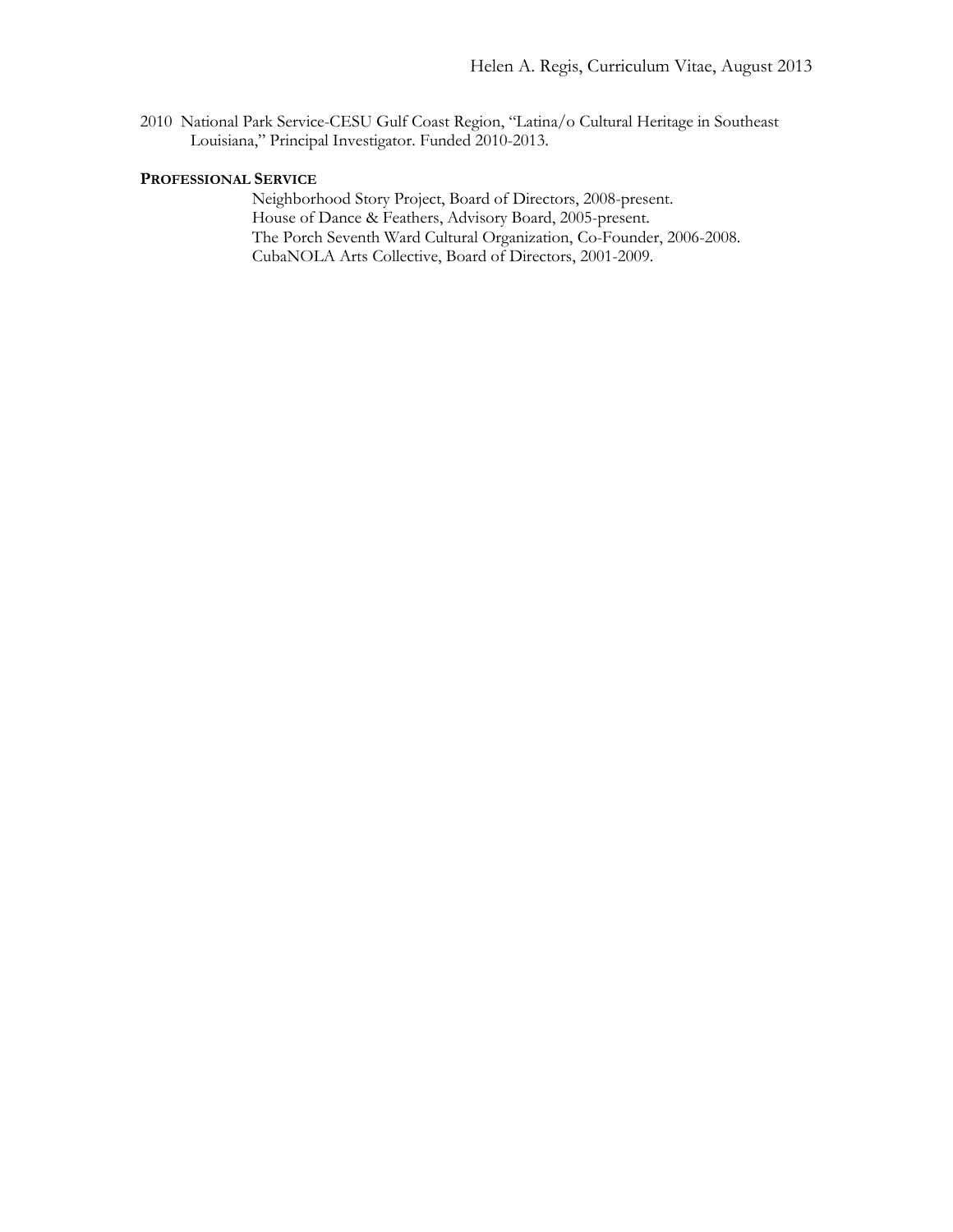2010 National Park Service-CESU Gulf Coast Region, "Latina/o Cultural Heritage in Southeast Louisiana," Principal Investigator. Funded 2010-2013.

**PROFESSIONAL SERVICE**

Neighborhood Story Project, Board of Directors, 2008-present.
House of Dance & Feathers, Advisory Board, 2005-present.
The Porch Seventh Ward Cultural Organization, Co-Founder, 2006-2008.
CubaNOLA Arts Collective, Board of Directors, 2001-2009.